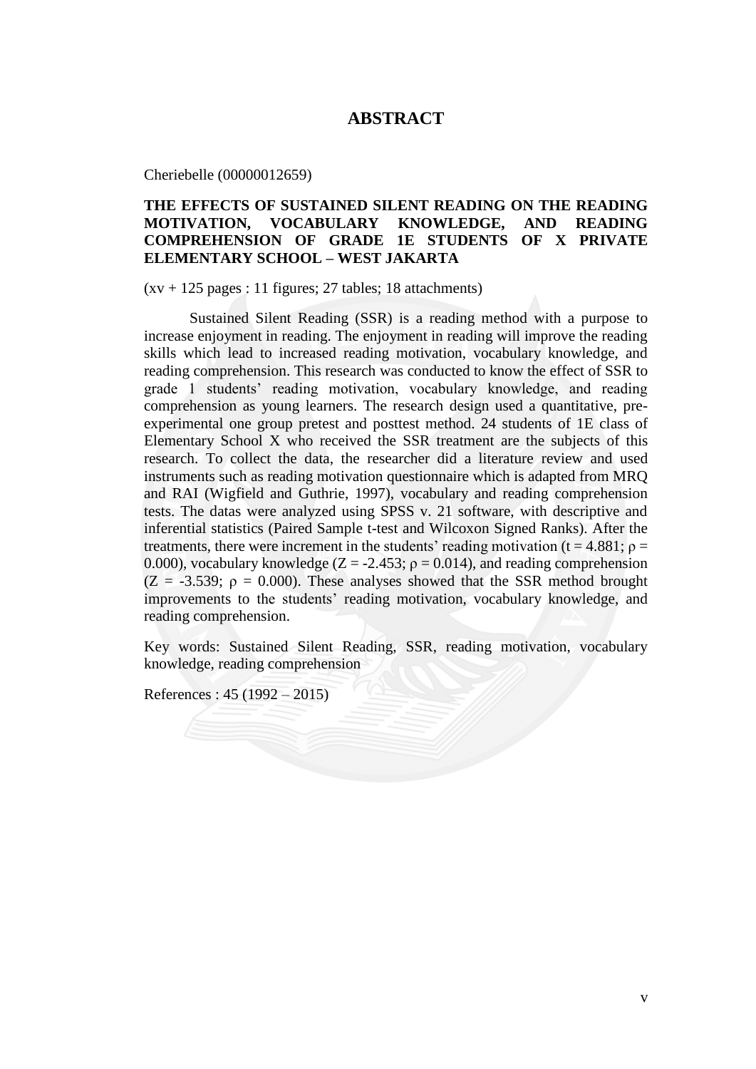# ABSTRACT

Cheriebelle (00000012659)

**THE EFFECTS OF SUSTAINED SILENT READING ON THE READING MOTIVATION, VOCABULARY KNOWLEDGE, AND READING COMPREHENSION OF GRADE 1E STUDENTS OF X PRIVATE ELEMENTARY SCHOOL – WEST JAKARTA**

(xv + 125 pages : 11 figures; 27 tables; 18 attachments)

Sustained Silent Reading (SSR) is a reading method with a purpose to increase enjoyment in reading. The enjoyment in reading will improve the reading skills which lead to increased reading motivation, vocabulary knowledge, and reading comprehension. This research was conducted to know the effect of SSR to grade 1 students' reading motivation, vocabulary knowledge, and reading comprehension as young learners. The research design used a quantitative, pre-experimental one group pretest and posttest method. 24 students of 1E class of Elementary School X who received the SSR treatment are the subjects of this research. To collect the data, the researcher did a literature review and used instruments such as reading motivation questionnaire which is adapted from MRQ and RAI (Wigfield and Guthrie, 1997), vocabulary and reading comprehension tests. The datas were analyzed using SPSS v. 21 software, with descriptive and inferential statistics (Paired Sample t-test and Wilcoxon Signed Ranks). After the treatments, there were increment in the students' reading motivation ($t = 4.881$; $\rho = 0.000$), vocabulary knowledge ($Z = -2.453$; $\rho = 0.014$), and reading comprehension ($Z = -3.539$; $\rho = 0.000$). These analyses showed that the SSR method brought improvements to the students' reading motivation, vocabulary knowledge, and reading comprehension.

Key words: Sustained Silent Reading, SSR, reading motivation, vocabulary knowledge, reading comprehension

References : 45 (1992 – 2015)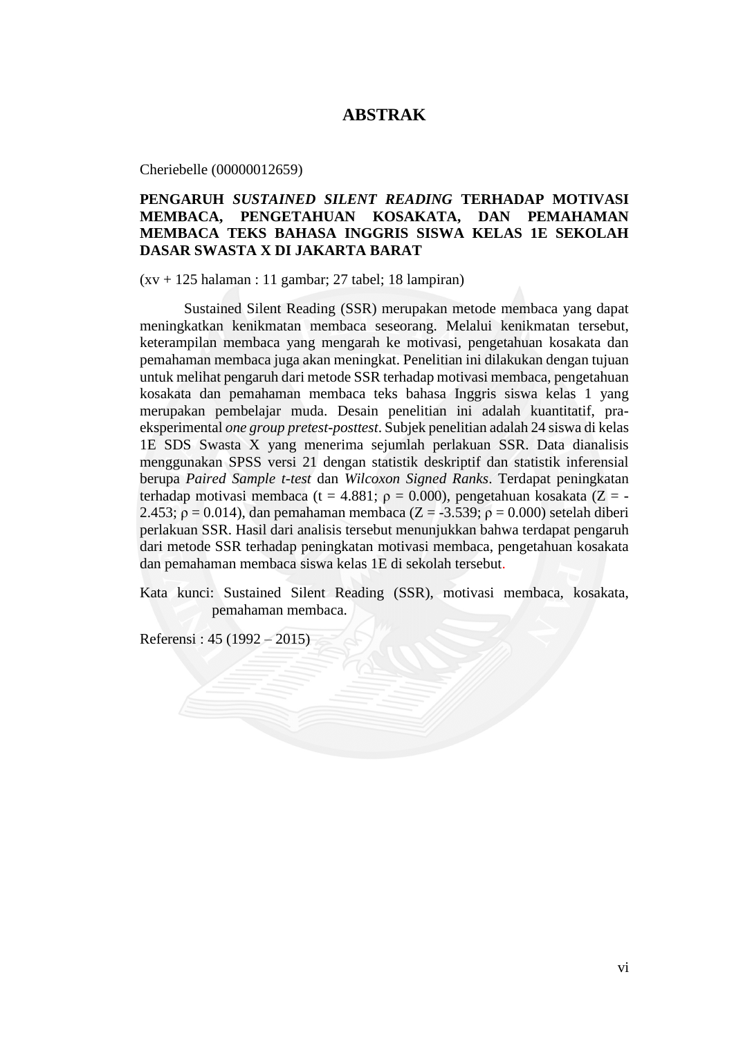# ABSTRAK

Cheriebelle (00000012659)

**PENGARUH *SUSTAINED SILENT READING* TERHADAP MOTIVASI MEMBACA, PENGETAHUAN KOSAKATA, DAN PEMAHAMAN MEMBACA TEKS BAHASA INGGRIS SISWA KELAS 1E SEKOLAH DASAR SWASTA X DI JAKARTA BARAT**

(xv + 125 halaman : 11 gambar; 27 tabel; 18 lampiran)

Sustained Silent Reading (SSR) merupakan metode membaca yang dapat meningkatkan kenikmatan membaca seseorang. Melalui kenikmatan tersebut, keterampilan membaca yang mengarah ke motivasi, pengetahuan kosakata dan pemahaman membaca juga akan meningkat. Penelitian ini dilakukan dengan tujuan untuk melihat pengaruh dari metode SSR terhadap motivasi membaca, pengetahuan kosakata dan pemahaman membaca teks bahasa Inggris siswa kelas 1 yang merupakan pembelajar muda. Desain penelitian ini adalah kuantitatif, pra-eksperimental *one group pretest-posttest*. Subjek penelitian adalah 24 siswa di kelas 1E SDS Swasta X yang menerima sejumlah perlakuan SSR. Data dianalisis menggunakan SPSS versi 21 dengan statistik deskriptif dan statistik inferensial berupa *Paired Sample t-test* dan *Wilcoxon Signed Ranks*. Terdapat peningkatan terhadap motivasi membaca ($t = 4.881$; $\rho = 0.000$), pengetahuan kosakata ($Z = -2.453$; $\rho = 0.014$), dan pemahaman membaca ($Z = -3.539$; $\rho = 0.000$) setelah diberi perlakuan SSR. Hasil dari analisis tersebut menunjukkan bahwa terdapat pengaruh dari metode SSR terhadap peningkatan motivasi membaca, pengetahuan kosakata dan pemahaman membaca siswa kelas 1E di sekolah tersebut.

Kata kunci: Sustained Silent Reading (SSR), motivasi membaca, kosakata, pemahaman membaca.

Referensi : 45 (1992 – 2015)